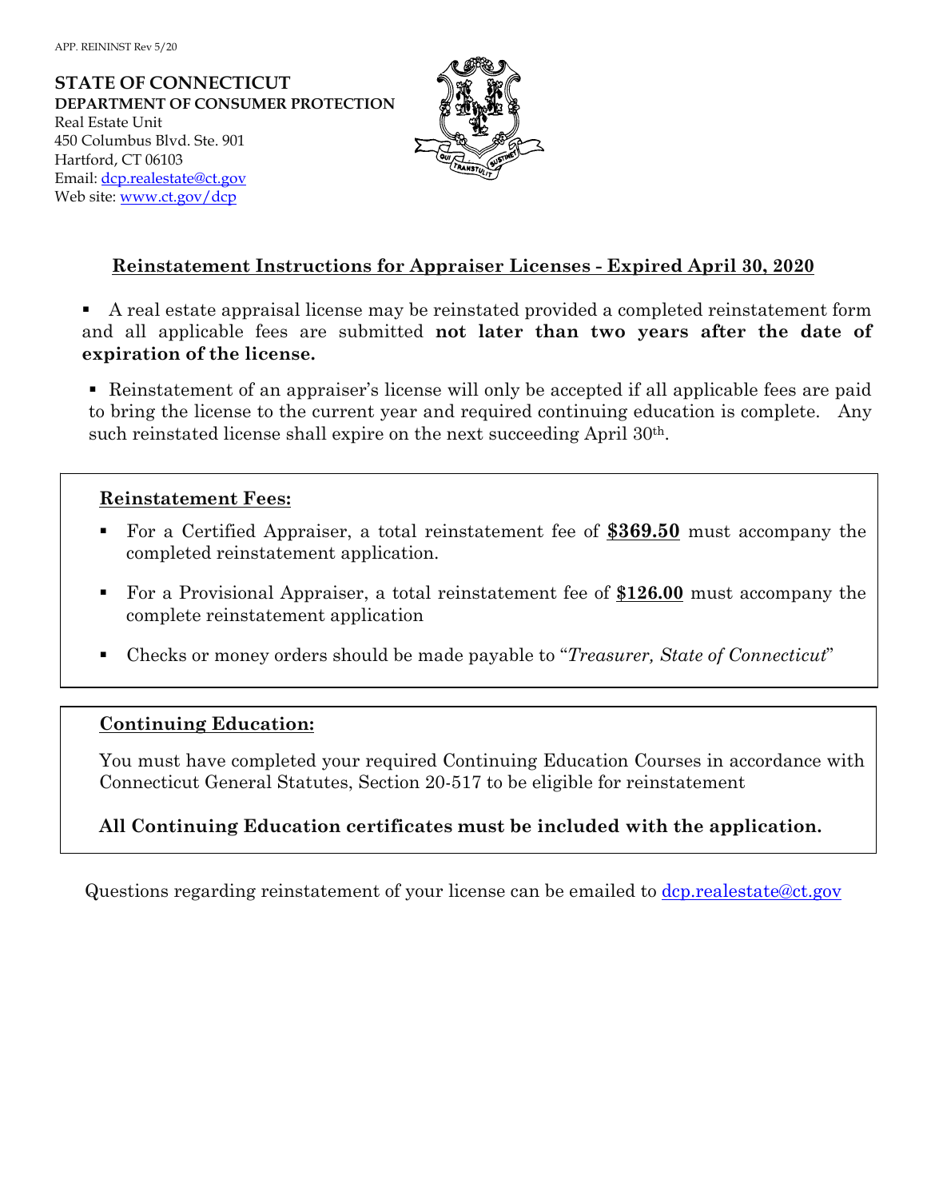APP. REININST Rev 5/20

**STATE OF CONNECTICUT**
**DEPARTMENT OF CONSUMER PROTECTION**
Real Estate Unit
450 Columbus Blvd. Ste. 901
Hartford, CT 06103
Email: dcp.realestate@ct.gov
Web site: www.ct.gov/dcp

## Reinstatement Instructions for Appraiser Licenses - Expired April 30, 2020

- A real estate appraisal license may be reinstated provided a completed reinstatement form and all applicable fees are submitted **not later than two years after the date of expiration of the license.**

- Reinstatement of an appraiser's license will only be accepted if all applicable fees are paid to bring the license to the current year and required continuing education is complete. Any such reinstated license shall expire on the next succeeding April 30th.

### Reinstatement Fees:

- For a Certified Appraiser, a total reinstatement fee of **$369.50** must accompany the completed reinstatement application.
- For a Provisional Appraiser, a total reinstatement fee of **$126.00** must accompany the complete reinstatement application
- Checks or money orders should be made payable to "*Treasurer, State of Connecticut*"

### Continuing Education:

You must have completed your required Continuing Education Courses in accordance with Connecticut General Statutes, Section 20-517 to be eligible for reinstatement

**All Continuing Education certificates must be included with the application.**

Questions regarding reinstatement of your license can be emailed to dcp.realestate@ct.gov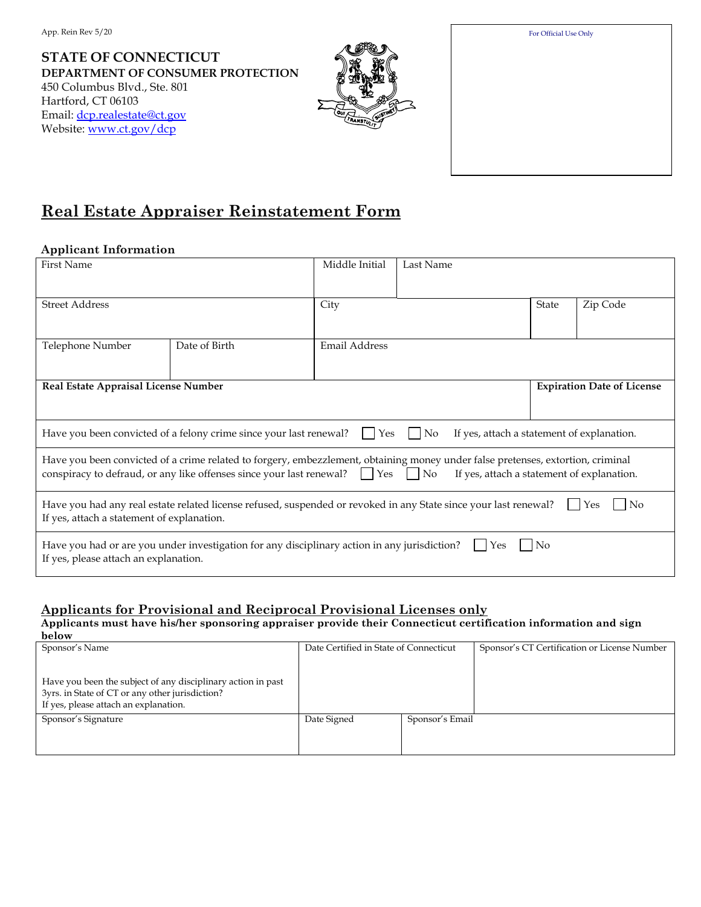App. Rein Rev 5/20

**STATE OF CONNECTICUT**
**DEPARTMENT OF CONSUMER PROTECTION**
450 Columbus Blvd., Ste. 801
Hartford, CT 06103
Email: dcp.realestate@ct.gov
Website: www.ct.gov/dcp

For Official Use Only

# Real Estate Appraiser Reinstatement Form

## Applicant Information

| First Name | | Middle Initial | Last Name | | |
|---|---|---|---|---|---|
| Street Address | | City | | State | Zip Code |
| Telephone Number | Date of Birth | Email Address | | | |
| **Real Estate Appraisal License Number** | | | | **Expiration Date of License** | |

Have you been convicted of a felony crime since your last renewal? ☐ Yes ☐ No If yes, attach a statement of explanation.

Have you been convicted of a crime related to forgery, embezzlement, obtaining money under false pretenses, extortion, criminal conspiracy to defraud, or any like offenses since your last renewal? ☐ Yes ☐ No If yes, attach a statement of explanation.

Have you had any real estate related license refused, suspended or revoked in any State since your last renewal? ☐ Yes ☐ No
If yes, attach a statement of explanation.

Have you had or are you under investigation for any disciplinary action in any jurisdiction? ☐ Yes ☐ No
If yes, please attach an explanation.

## Applicants for Provisional and Reciprocal Provisional Licenses only

**Applicants must have his/her sponsoring appraiser provide their Connecticut certification information and sign below**

| Sponsor's Name<br><br>Have you been the subject of any disciplinary action in past 3yrs. in State of CT or any other jurisdiction?<br>If yes, please attach an explanation. | Date Certified in State of Connecticut | | Sponsor's CT Certification or License Number |
|---|---|---|---|
| Sponsor's Signature | Date Signed | Sponsor's Email | |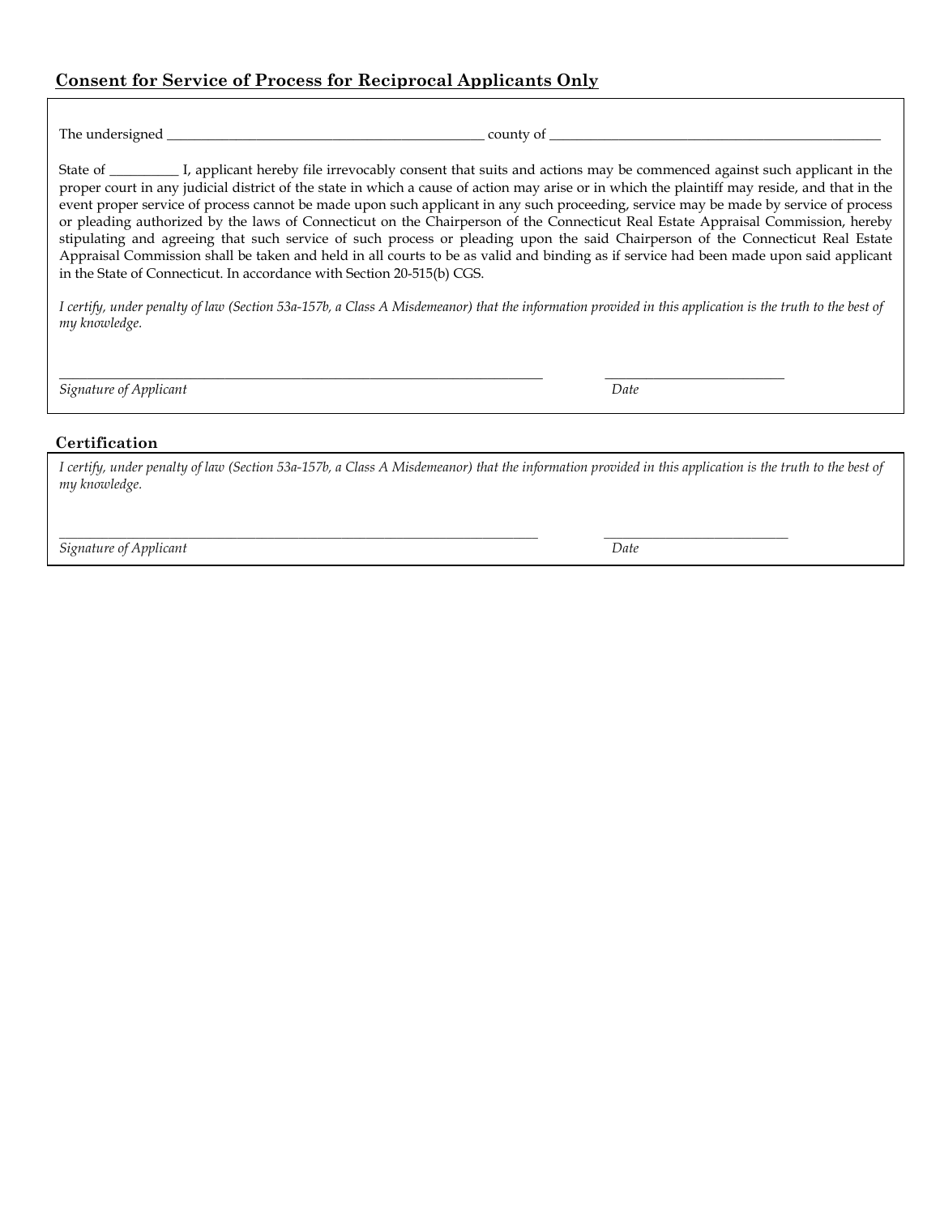## Consent for Service of Process for Reciprocal Applicants Only

The undersigned _______________________________________________ county of _________________________________________________

State of __________ I, applicant hereby file irrevocably consent that suits and actions may be commenced against such applicant in the proper court in any judicial district of the state in which a cause of action may arise or in which the plaintiff may reside, and that in the event proper service of process cannot be made upon such applicant in any such proceeding, service may be made by service of process or pleading authorized by the laws of Connecticut on the Chairperson of the Connecticut Real Estate Appraisal Commission, hereby stipulating and agreeing that such service of such process or pleading upon the said Chairperson of the Connecticut Real Estate Appraisal Commission shall be taken and held in all courts to be as valid and binding as if service had been made upon said applicant in the State of Connecticut. In accordance with Section 20-515(b) CGS.

*I certify, under penalty of law (Section 53a-157b, a Class A Misdemeanor) that the information provided in this application is the truth to the best of my knowledge.*

_______________________________________________________________________ ___________________________

*Signature of Applicant* *Date*

### Certification

*I certify, under penalty of law (Section 53a-157b, a Class A Misdemeanor) that the information provided in this application is the truth to the best of my knowledge.*

_______________________________________________________________________ ___________________________

*Signature of Applicant* *Date*